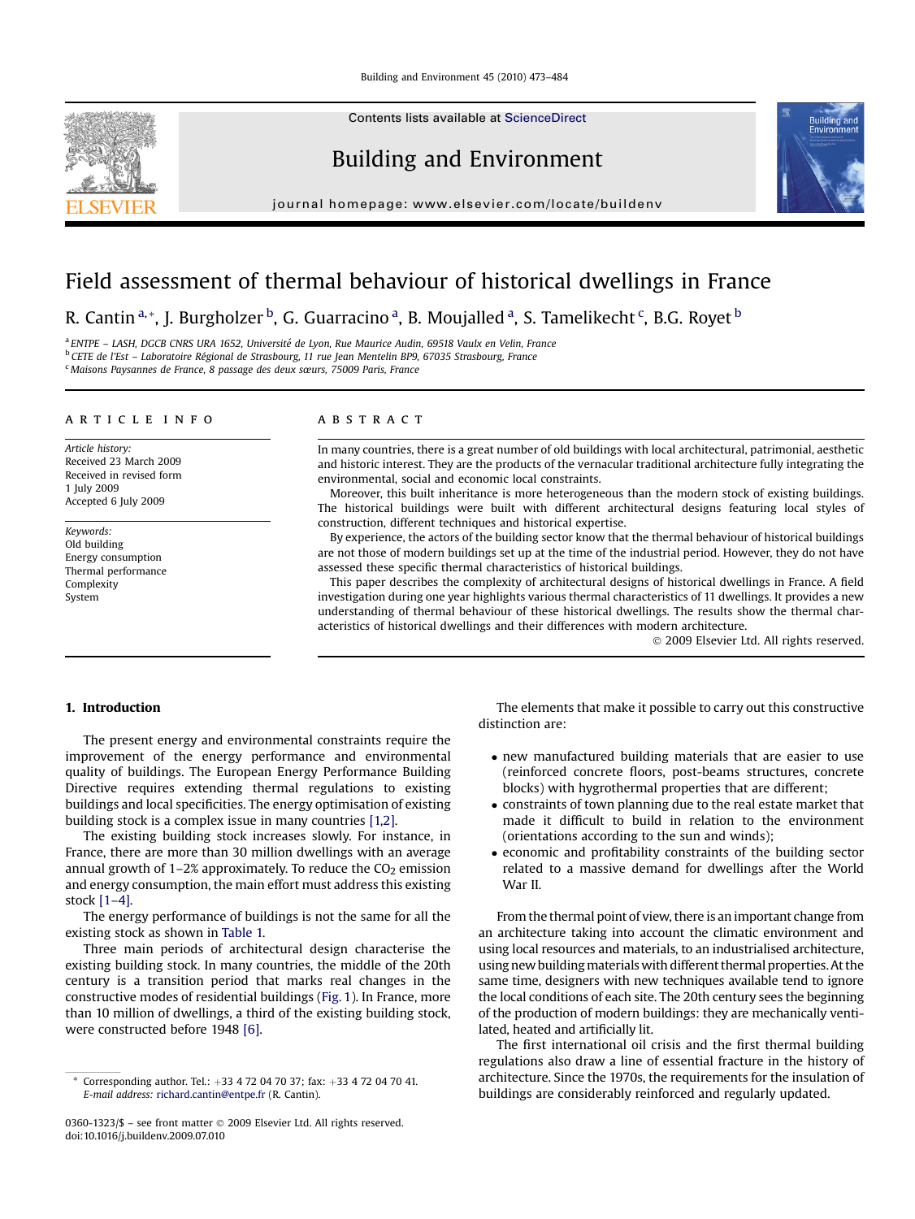# Field assessment of thermal behaviour of historical dwellings in France

R. Cantin [a,*], J. Burgholzer [b], G. Guarracino [a], B. Moujalled [a], S. Tamelikecht [c], B.G. Royet [b]

[a] ENTPE – LASH, DGCB CNRS URA 1652, Université de Lyon, Rue Maurice Audin, 69518 Vaulx en Velin, France
[b] CETE de l'Est – Laboratoire Régional de Strasbourg, 11 rue Jean Mentelin BP9, 67035 Strasbourg, France
[c] Maisons Paysannes de France, 8 passage des deux sœurs, 75009 Paris, France

## ARTICLE INFO

*Article history:*
Received 23 March 2009
Received in revised form
1 July 2009
Accepted 6 July 2009

*Keywords:*
Old building
Energy consumption
Thermal performance
Complexity
System

## ABSTRACT

In many countries, there is a great number of old buildings with local architectural, patrimonial, aesthetic and historic interest. They are the products of the vernacular traditional architecture fully integrating the environmental, social and economic local constraints.

Moreover, this built inheritance is more heterogeneous than the modern stock of existing buildings. The historical buildings were built with different architectural designs featuring local styles of construction, different techniques and historical expertise.

By experience, the actors of the building sector know that the thermal behaviour of historical buildings are not those of modern buildings set up at the time of the industrial period. However, they do not have assessed these specific thermal characteristics of historical buildings.

This paper describes the complexity of architectural designs of historical dwellings in France. A field investigation during one year highlights various thermal characteristics of 11 dwellings. It provides a new understanding of thermal behaviour of these historical dwellings. The results show the thermal characteristics of historical dwellings and their differences with modern architecture.

© 2009 Elsevier Ltd. All rights reserved.

## 1. Introduction

The present energy and environmental constraints require the improvement of the energy performance and environmental quality of buildings. The European Energy Performance Building Directive requires extending thermal regulations to existing buildings and local specificities. The energy optimisation of existing building stock is a complex issue in many countries [1,2].

The existing building stock increases slowly. For instance, in France, there are more than 30 million dwellings with an average annual growth of 1–2% approximately. To reduce the $CO_2$ emission and energy consumption, the main effort must address this existing stock [1–4].

The energy performance of buildings is not the same for all the existing stock as shown in Table 1.

Three main periods of architectural design characterise the existing building stock. In many countries, the middle of the 20th century is a transition period that marks real changes in the constructive modes of residential buildings (Fig. 1). In France, more than 10 million of dwellings, a third of the existing building stock, were constructed before 1948 [6].

The elements that make it possible to carry out this constructive distinction are:

- new manufactured building materials that are easier to use (reinforced concrete floors, post-beams structures, concrete blocks) with hygrothermal properties that are different;
- constraints of town planning due to the real estate market that made it difficult to build in relation to the environment (orientations according to the sun and winds);
- economic and profitability constraints of the building sector related to a massive demand for dwellings after the World War II.

From the thermal point of view, there is an important change from an architecture taking into account the climatic environment and using local resources and materials, to an industrialised architecture, using new building materials with different thermal properties. At the same time, designers with new techniques available tend to ignore the local conditions of each site. The 20th century sees the beginning of the production of modern buildings: they are mechanically ventilated, heated and artificially lit.

The first international oil crisis and the first thermal building regulations also draw a line of essential fracture in the history of architecture. Since the 1970s, the requirements for the insulation of buildings are considerably reinforced and regularly updated.

\* Corresponding author. Tel.: +33 4 72 04 70 37; fax: +33 4 72 04 70 41.
*E-mail address:* richard.cantin@entpe.fr (R. Cantin).

0360-1323/$ – see front matter © 2009 Elsevier Ltd. All rights reserved.
doi:10.1016/j.buildenv.2009.07.010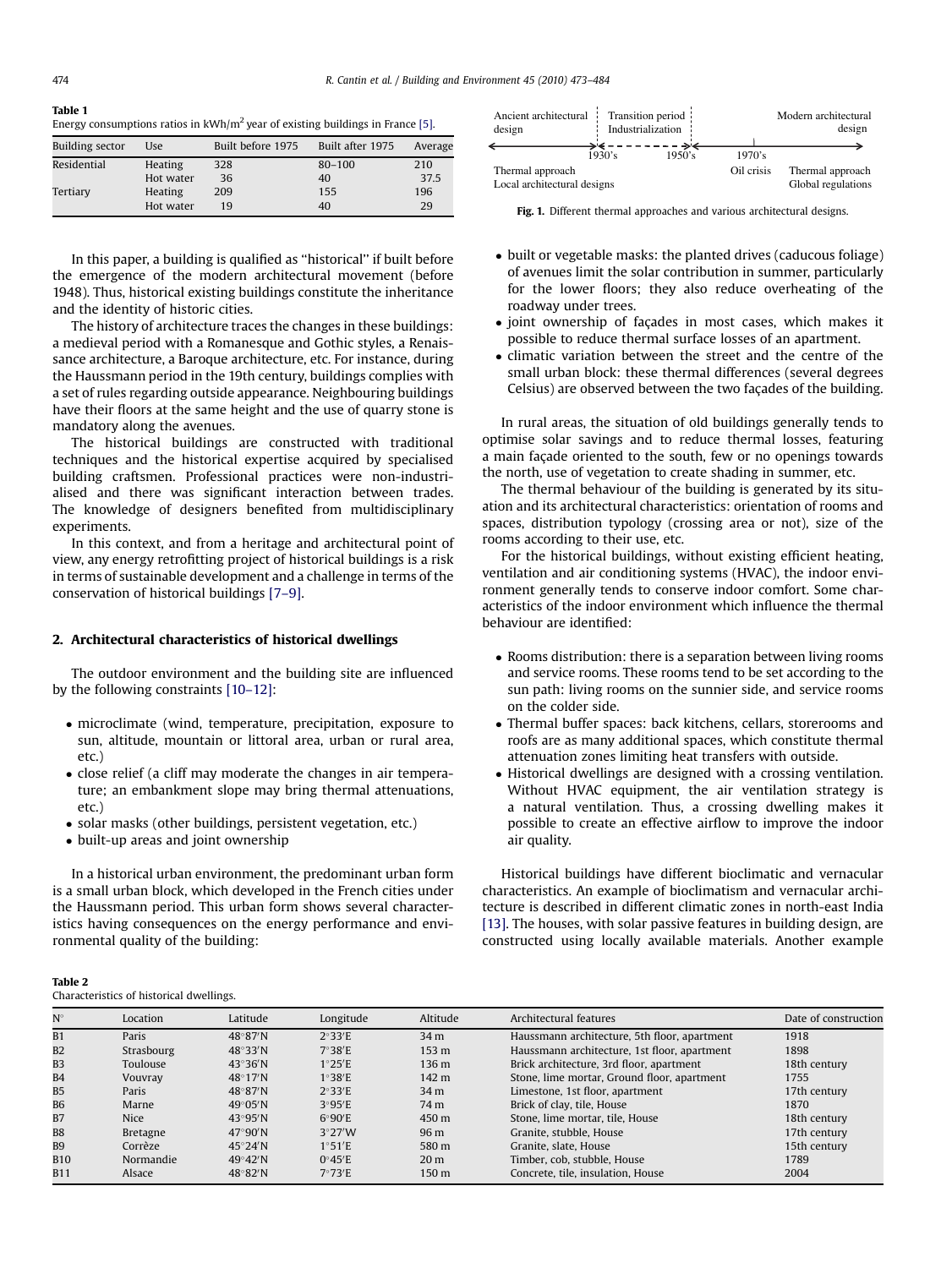**Table 1**
Energy consumptions ratios in kWh/m$^2$ year of existing buildings in France [5].

| Building sector | Use | Built before 1975 | Built after 1975 | Average |
|---|---|---|---|---|
| Residential | Heating | 328 | 80–100 | 210 |
| | Hot water | 36 | 40 | 37.5 |
| Tertiary | Heating | 209 | 155 | 196 |
| | Hot water | 19 | 40 | 29 |

In this paper, a building is qualified as "historical" if built before the emergence of the modern architectural movement (before 1948). Thus, historical existing buildings constitute the inheritance and the identity of historic cities.

The history of architecture traces the changes in these buildings: a medieval period with a Romanesque and Gothic styles, a Renaissance architecture, a Baroque architecture, etc. For instance, during the Haussmann period in the 19th century, buildings complies with a set of rules regarding outside appearance. Neighbouring buildings have their floors at the same height and the use of quarry stone is mandatory along the avenues.

The historical buildings are constructed with traditional techniques and the historical expertise acquired by specialised building craftsmen. Professional practices were non-industrialised and there was significant interaction between trades. The knowledge of designers benefited from multidisciplinary experiments.

In this context, and from a heritage and architectural point of view, any energy retrofitting project of historical buildings is a risk in terms of sustainable development and a challenge in terms of the conservation of historical buildings [7–9].

## 2. Architectural characteristics of historical dwellings

The outdoor environment and the building site are influenced by the following constraints [10–12]:

- microclimate (wind, temperature, precipitation, exposure to sun, altitude, mountain or littoral area, urban or rural area, etc.)
- close relief (a cliff may moderate the changes in air temperature; an embankment slope may bring thermal attenuations, etc.)
- solar masks (other buildings, persistent vegetation, etc.)
- built-up areas and joint ownership

In a historical urban environment, the predominant urban form is a small urban block, which developed in the French cities under the Haussmann period. This urban form shows several characteristics having consequences on the energy performance and environmental quality of the building:

| Ancient architectural design | Transition period Industrialization | | Modern architectural design |
|---|---|---|---|
| 1930's | 1950's | 1970's | |
| Thermal approach Local architectural designs | | Oil crisis | Thermal approach Global regulations |

**Fig. 1.** Different thermal approaches and various architectural designs.

- built or vegetable masks: the planted drives (caducous foliage) of avenues limit the solar contribution in summer, particularly for the lower floors; they also reduce overheating of the roadway under trees.
- joint ownership of façades in most cases, which makes it possible to reduce thermal surface losses of an apartment.
- climatic variation between the street and the centre of the small urban block: these thermal differences (several degrees Celsius) are observed between the two façades of the building.

In rural areas, the situation of old buildings generally tends to optimise solar savings and to reduce thermal losses, featuring a main façade oriented to the south, few or no openings towards the north, use of vegetation to create shading in summer, etc.

The thermal behaviour of the building is generated by its situation and its architectural characteristics: orientation of rooms and spaces, distribution typology (crossing area or not), size of the rooms according to their use, etc.

For the historical buildings, without existing efficient heating, ventilation and air conditioning systems (HVAC), the indoor environment generally tends to conserve indoor comfort. Some characteristics of the indoor environment which influence the thermal behaviour are identified:

- Rooms distribution: there is a separation between living rooms and service rooms. These rooms tend to be set according to the sun path: living rooms on the sunnier side, and service rooms on the colder side.
- Thermal buffer spaces: back kitchens, cellars, storerooms and roofs are as many additional spaces, which constitute thermal attenuation zones limiting heat transfers with outside.
- Historical dwellings are designed with a crossing ventilation. Without HVAC equipment, the air ventilation strategy is a natural ventilation. Thus, a crossing dwelling makes it possible to create an effective airflow to improve the indoor air quality.

Historical buildings have different bioclimatic and vernacular characteristics. An example of bioclimatism and vernacular architecture is described in different climatic zones in north-east India [13]. The houses, with solar passive features in building design, are constructed using locally available materials. Another example

**Table 2**
Characteristics of historical dwellings.

| N° | Location | Latitude | Longitude | Altitude | Architectural features | Date of construction |
|---|---|---|---|---|---|---|
| B1 | Paris | 48°87′N | 2°33′E | 34 m | Haussmann architecture, 5th floor, apartment | 1918 |
| B2 | Strasbourg | 48°33′N | 7°38′E | 153 m | Haussmann architecture, 1st floor, apartment | 1898 |
| B3 | Toulouse | 43°36′N | 1°25′E | 136 m | Brick architecture, 3rd floor, apartment | 18th century |
| B4 | Vouvray | 48°17′N | 1°38′E | 142 m | Stone, lime mortar, Ground floor, apartment | 1755 |
| B5 | Paris | 48°87′N | 2°33′E | 34 m | Limestone, 1st floor, apartment | 17th century |
| B6 | Marne | 49°05′N | 3°95′E | 74 m | Brick of clay, tile, House | 1870 |
| B7 | Nice | 43°95′N | 6°90′E | 450 m | Stone, lime mortar, tile, House | 18th century |
| B8 | Bretagne | 47°90′N | 3°27′W | 96 m | Granite, stubble, House | 17th century |
| B9 | Corrèze | 45°24′N | 1°51′E | 580 m | Granite, slate, House | 15th century |
| B10 | Normandie | 49°42′N | 0°45′E | 20 m | Timber, cob, stubble, House | 1789 |
| B11 | Alsace | 48°82′N | 7°73′E | 150 m | Concrete, tile, insulation, House | 2004 |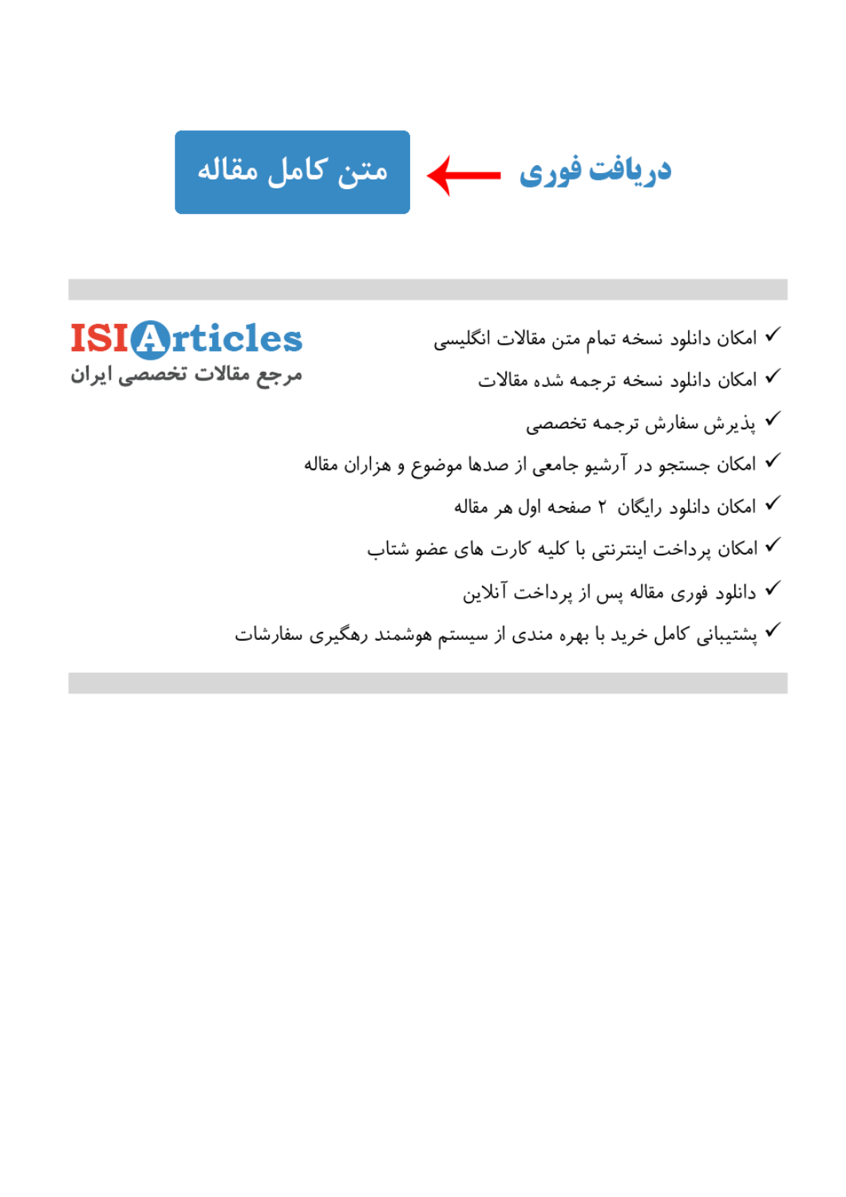دریافت فوری ← متن کامل مقاله

ISIArticles
مرجع مقالات تخصصی ایران

- ✓ امکان دانلود نسخه تمام متن مقالات انگلیسی
- ✓ امکان دانلود نسخه ترجمه شده مقالات
- ✓ پذیرش سفارش ترجمه تخصصی
- ✓ امکان جستجو در آرشیو جامعی از صدها موضوع و هزاران مقاله
- ✓ امکان دانلود رایگان ۲ صفحه اول هر مقاله
- ✓ امکان پرداخت اینترنتی با کلیه کارت های عضو شتاب
- ✓ دانلود فوری مقاله پس از پرداخت آنلاین
- ✓ پشتیبانی کامل خرید با بهره مندی از سیستم هوشمند رهگیری سفارشات